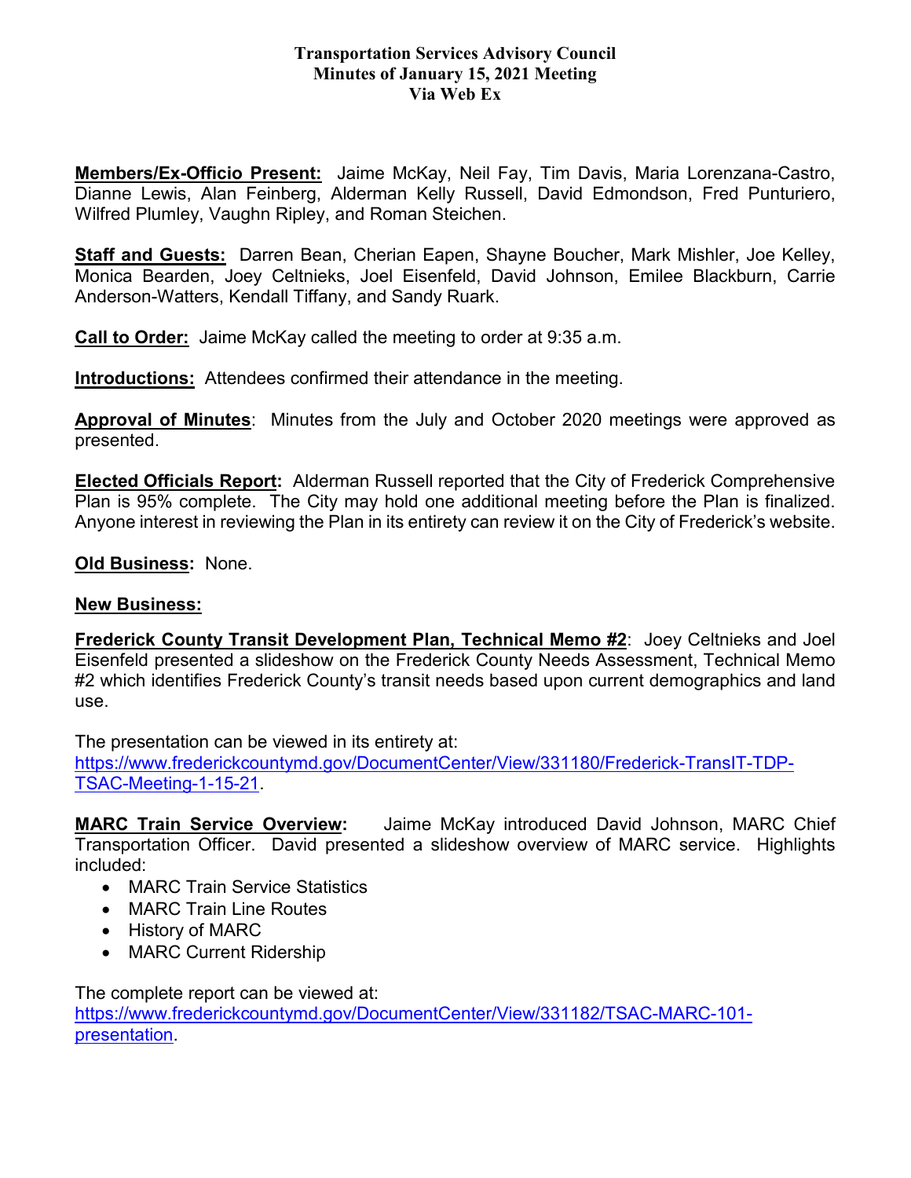**Transportation Services Advisory Council**
**Minutes of January 15, 2021 Meeting**
**Via Web Ex**

**Members/Ex-Officio Present:** Jaime McKay, Neil Fay, Tim Davis, Maria Lorenzana-Castro, Dianne Lewis, Alan Feinberg, Alderman Kelly Russell, David Edmondson, Fred Punturiero, Wilfred Plumley, Vaughn Ripley, and Roman Steichen.

**Staff and Guests:** Darren Bean, Cherian Eapen, Shayne Boucher, Mark Mishler, Joe Kelley, Monica Bearden, Joey Celtnieks, Joel Eisenfeld, David Johnson, Emilee Blackburn, Carrie Anderson-Watters, Kendall Tiffany, and Sandy Ruark.

**Call to Order:** Jaime McKay called the meeting to order at 9:35 a.m.

**Introductions:** Attendees confirmed their attendance in the meeting.

**Approval of Minutes**: Minutes from the July and October 2020 meetings were approved as presented.

**Elected Officials Report:** Alderman Russell reported that the City of Frederick Comprehensive Plan is 95% complete. The City may hold one additional meeting before the Plan is finalized. Anyone interest in reviewing the Plan in its entirety can review it on the City of Frederick's website.

**Old Business:** None.

**New Business:**

**Frederick County Transit Development Plan, Technical Memo #2**: Joey Celtnieks and Joel Eisenfeld presented a slideshow on the Frederick County Needs Assessment, Technical Memo #2 which identifies Frederick County's transit needs based upon current demographics and land use.

The presentation can be viewed in its entirety at:
https://www.frederickcountymd.gov/DocumentCenter/View/331180/Frederick-TransIT-TDP-TSAC-Meeting-1-15-21.

**MARC Train Service Overview:** Jaime McKay introduced David Johnson, MARC Chief Transportation Officer. David presented a slideshow overview of MARC service. Highlights included:

- MARC Train Service Statistics
- MARC Train Line Routes
- History of MARC
- MARC Current Ridership

The complete report can be viewed at:
https://www.frederickcountymd.gov/DocumentCenter/View/331182/TSAC-MARC-101-presentation.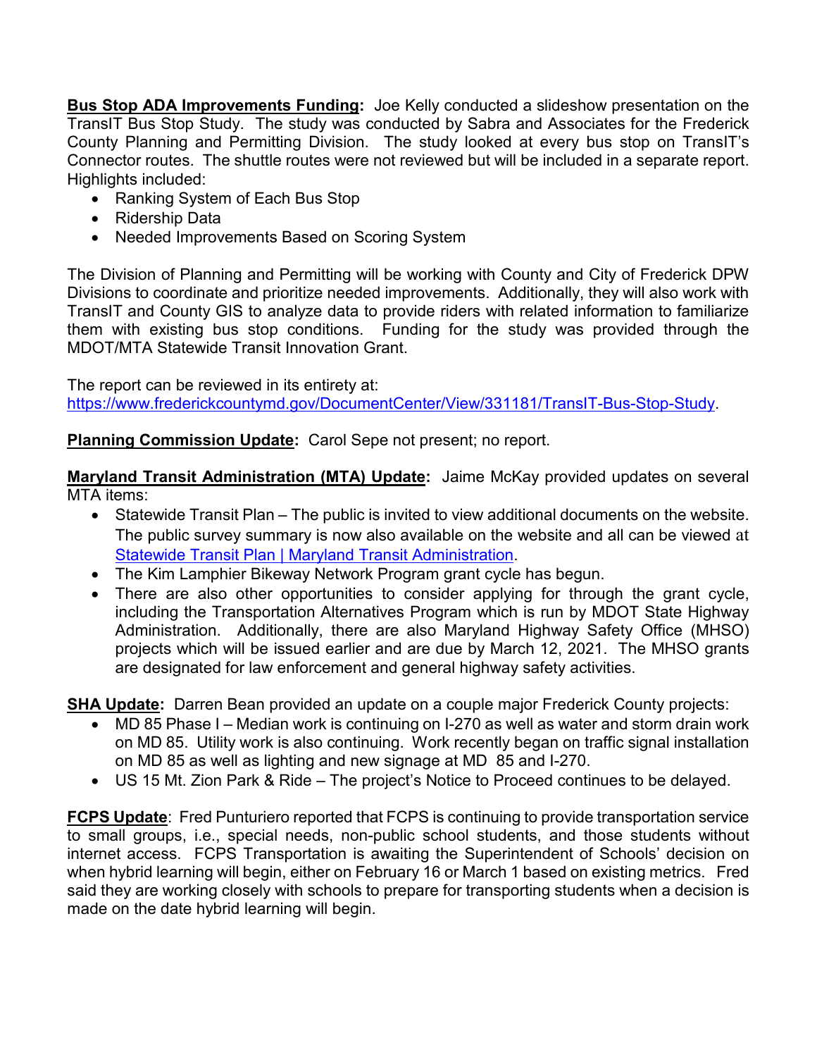**<u>Bus Stop ADA Improvements Funding</u>:** Joe Kelly conducted a slideshow presentation on the TransIT Bus Stop Study. The study was conducted by Sabra and Associates for the Frederick County Planning and Permitting Division. The study looked at every bus stop on TransIT's Connector routes. The shuttle routes were not reviewed but will be included in a separate report. Highlights included:

- Ranking System of Each Bus Stop
- Ridership Data
- Needed Improvements Based on Scoring System

The Division of Planning and Permitting will be working with County and City of Frederick DPW Divisions to coordinate and prioritize needed improvements. Additionally, they will also work with TransIT and County GIS to analyze data to provide riders with related information to familiarize them with existing bus stop conditions. Funding for the study was provided through the MDOT/MTA Statewide Transit Innovation Grant.

The report can be reviewed in its entirety at:
[https://www.frederickcountymd.gov/DocumentCenter/View/331181/TransIT-Bus-Stop-Study](https://www.frederickcountymd.gov/DocumentCenter/View/331181/TransIT-Bus-Stop-Study).

**<u>Planning Commission Update</u>:** Carol Sepe not present; no report.

**<u>Maryland Transit Administration (MTA) Update</u>:** Jaime McKay provided updates on several MTA items:

- Statewide Transit Plan – The public is invited to view additional documents on the website. The public survey summary is now also available on the website and all can be viewed at [Statewide Transit Plan | Maryland Transit Administration](#).
- The Kim Lamphier Bikeway Network Program grant cycle has begun.
- There are also other opportunities to consider applying for through the grant cycle, including the Transportation Alternatives Program which is run by MDOT State Highway Administration. Additionally, there are also Maryland Highway Safety Office (MHSO) projects which will be issued earlier and are due by March 12, 2021. The MHSO grants are designated for law enforcement and general highway safety activities.

**<u>SHA Update</u>:** Darren Bean provided an update on a couple major Frederick County projects:

- MD 85 Phase I – Median work is continuing on I-270 as well as water and storm drain work on MD 85. Utility work is also continuing. Work recently began on traffic signal installation on MD 85 as well as lighting and new signage at MD 85 and I-270.
- US 15 Mt. Zion Park & Ride – The project's Notice to Proceed continues to be delayed.

**<u>FCPS Update</u>**: Fred Punturiero reported that FCPS is continuing to provide transportation service to small groups, i.e., special needs, non-public school students, and those students without internet access. FCPS Transportation is awaiting the Superintendent of Schools' decision on when hybrid learning will begin, either on February 16 or March 1 based on existing metrics. Fred said they are working closely with schools to prepare for transporting students when a decision is made on the date hybrid learning will begin.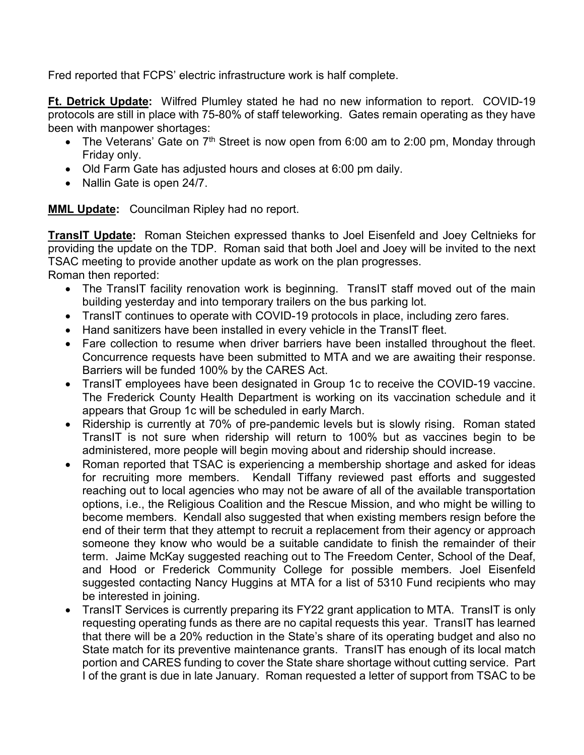Fred reported that FCPS' electric infrastructure work is half complete.

**Ft. Detrick Update:** Wilfred Plumley stated he had no new information to report. COVID-19 protocols are still in place with 75-80% of staff teleworking. Gates remain operating as they have been with manpower shortages:

- The Veterans' Gate on 7th Street is now open from 6:00 am to 2:00 pm, Monday through Friday only.
- Old Farm Gate has adjusted hours and closes at 6:00 pm daily.
- Nallin Gate is open 24/7.

**MML Update:** Councilman Ripley had no report.

**TransIT Update:** Roman Steichen expressed thanks to Joel Eisenfeld and Joey Celtnieks for providing the update on the TDP. Roman said that both Joel and Joey will be invited to the next TSAC meeting to provide another update as work on the plan progresses.
Roman then reported:

- The TransIT facility renovation work is beginning. TransIT staff moved out of the main building yesterday and into temporary trailers on the bus parking lot.
- TransIT continues to operate with COVID-19 protocols in place, including zero fares.
- Hand sanitizers have been installed in every vehicle in the TransIT fleet.
- Fare collection to resume when driver barriers have been installed throughout the fleet. Concurrence requests have been submitted to MTA and we are awaiting their response. Barriers will be funded 100% by the CARES Act.
- TransIT employees have been designated in Group 1c to receive the COVID-19 vaccine. The Frederick County Health Department is working on its vaccination schedule and it appears that Group 1c will be scheduled in early March.
- Ridership is currently at 70% of pre-pandemic levels but is slowly rising. Roman stated TransIT is not sure when ridership will return to 100% but as vaccines begin to be administered, more people will begin moving about and ridership should increase.
- Roman reported that TSAC is experiencing a membership shortage and asked for ideas for recruiting more members. Kendall Tiffany reviewed past efforts and suggested reaching out to local agencies who may not be aware of all of the available transportation options, i.e., the Religious Coalition and the Rescue Mission, and who might be willing to become members. Kendall also suggested that when existing members resign before the end of their term that they attempt to recruit a replacement from their agency or approach someone they know who would be a suitable candidate to finish the remainder of their term. Jaime McKay suggested reaching out to The Freedom Center, School of the Deaf, and Hood or Frederick Community College for possible members. Joel Eisenfeld suggested contacting Nancy Huggins at MTA for a list of 5310 Fund recipients who may be interested in joining.
- TransIT Services is currently preparing its FY22 grant application to MTA. TransIT is only requesting operating funds as there are no capital requests this year. TransIT has learned that there will be a 20% reduction in the State's share of its operating budget and also no State match for its preventive maintenance grants. TransIT has enough of its local match portion and CARES funding to cover the State share shortage without cutting service. Part I of the grant is due in late January. Roman requested a letter of support from TSAC to be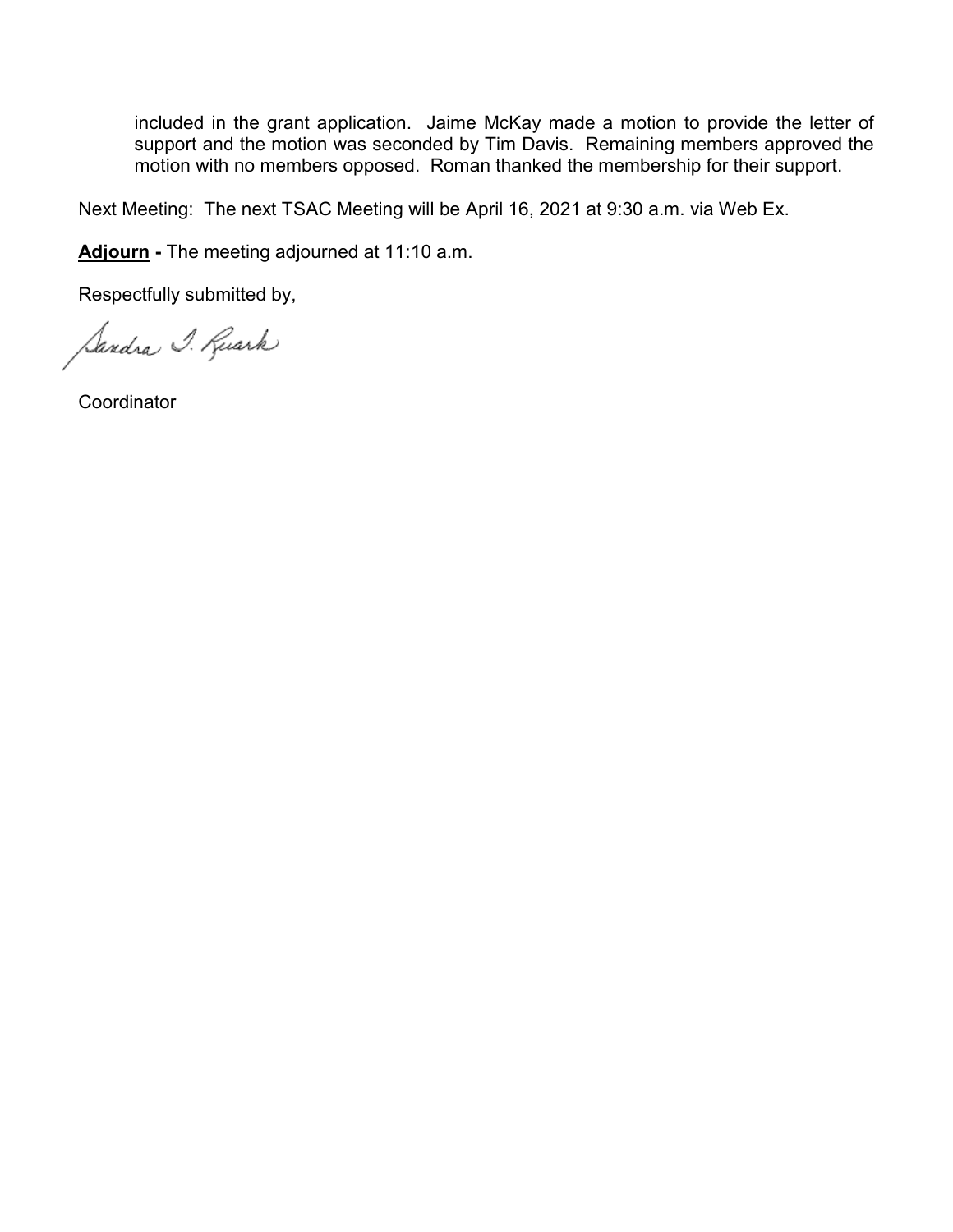included in the grant application. Jaime McKay made a motion to provide the letter of support and the motion was seconded by Tim Davis. Remaining members approved the motion with no members opposed. Roman thanked the membership for their support.

Next Meeting: The next TSAC Meeting will be April 16, 2021 at 9:30 a.m. via Web Ex.

**Adjourn -** The meeting adjourned at 11:10 a.m.

Respectfully submitted by,

Sandra I. Ruark

Coordinator